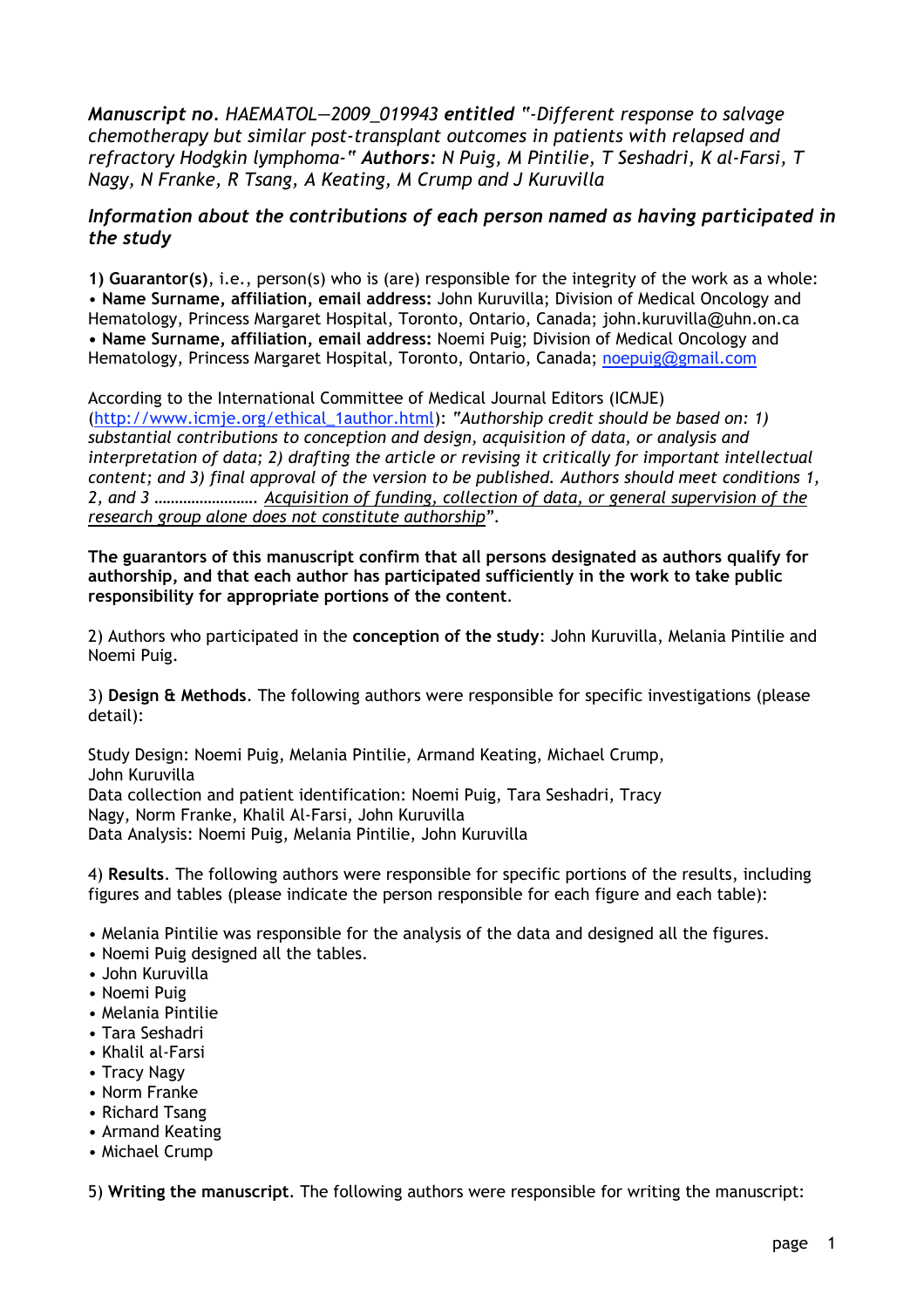***Manuscript no**. HAEMATOL—2009_019943 **entitled** "-Different response to salvage chemotherapy but similar post-transplant outcomes in patients with relapsed and refractory Hodgkin lymphoma-" **Authors:** N Puig, M Pintilie, T Seshadri, K al-Farsi, T Nagy, N Franke, R Tsang, A Keating, M Crump and J Kuruvilla*

## *Information about the contributions of each person named as having participated in the study*

**1) Guarantor(s)**, i.e., person(s) who is (are) responsible for the integrity of the work as a whole:
• **Name Surname, affiliation, email address:** John Kuruvilla; Division of Medical Oncology and Hematology, Princess Margaret Hospital, Toronto, Ontario, Canada; john.kuruvilla@uhn.on.ca
• **Name Surname, affiliation, email address:** Noemi Puig; Division of Medical Oncology and Hematology, Princess Margaret Hospital, Toronto, Ontario, Canada; noepuig@gmail.com

According to the International Committee of Medical Journal Editors (ICMJE) (http://www.icmje.org/ethical_1author.html): *"Authorship credit should be based on: 1) substantial contributions to conception and design, acquisition of data, or analysis and interpretation of data; 2) drafting the article or revising it critically for important intellectual content; and 3) final approval of the version to be published. Authors should meet conditions 1, 2, and 3 ……………………. Acquisition of funding, collection of data, or general supervision of the research group alone does not constitute authorship"*.

**The guarantors of this manuscript confirm that all persons designated as authors qualify for authorship, and that each author has participated sufficiently in the work to take public responsibility for appropriate portions of the content**.

2) Authors who participated in the **conception of the study**: John Kuruvilla, Melania Pintilie and Noemi Puig.

3) **Design & Methods**. The following authors were responsible for specific investigations (please detail):

Study Design: Noemi Puig, Melania Pintilie, Armand Keating, Michael Crump, John Kuruvilla
Data collection and patient identification: Noemi Puig, Tara Seshadri, Tracy Nagy, Norm Franke, Khalil Al-Farsi, John Kuruvilla
Data Analysis: Noemi Puig, Melania Pintilie, John Kuruvilla

4) **Results**. The following authors were responsible for specific portions of the results, including figures and tables (please indicate the person responsible for each figure and each table):

- Melania Pintilie was responsible for the analysis of the data and designed all the figures.
- Noemi Puig designed all the tables.
- John Kuruvilla
- Noemi Puig
- Melania Pintilie
- Tara Seshadri
- Khalil al-Farsi
- Tracy Nagy
- Norm Franke
- Richard Tsang
- Armand Keating
- Michael Crump

5) **Writing the manuscript**. The following authors were responsible for writing the manuscript: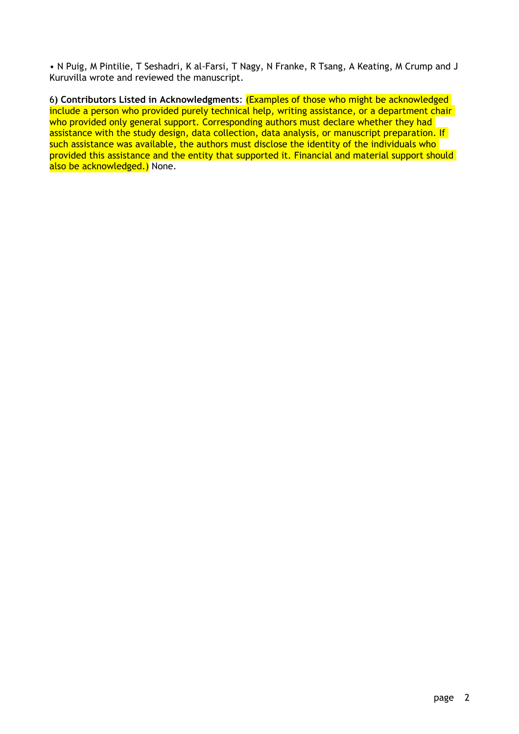• N Puig, M Pintilie, T Seshadri, K al-Farsi, T Nagy, N Franke, R Tsang, A Keating, M Crump and J Kuruvilla wrote and reviewed the manuscript.

6) **Contributors Listed in Acknowledgments**: (Examples of those who might be acknowledged include a person who provided purely technical help, writing assistance, or a department chair who provided only general support. Corresponding authors must declare whether they had assistance with the study design, data collection, data analysis, or manuscript preparation. If such assistance was available, the authors must disclose the identity of the individuals who provided this assistance and the entity that supported it. Financial and material support should also be acknowledged.) None.